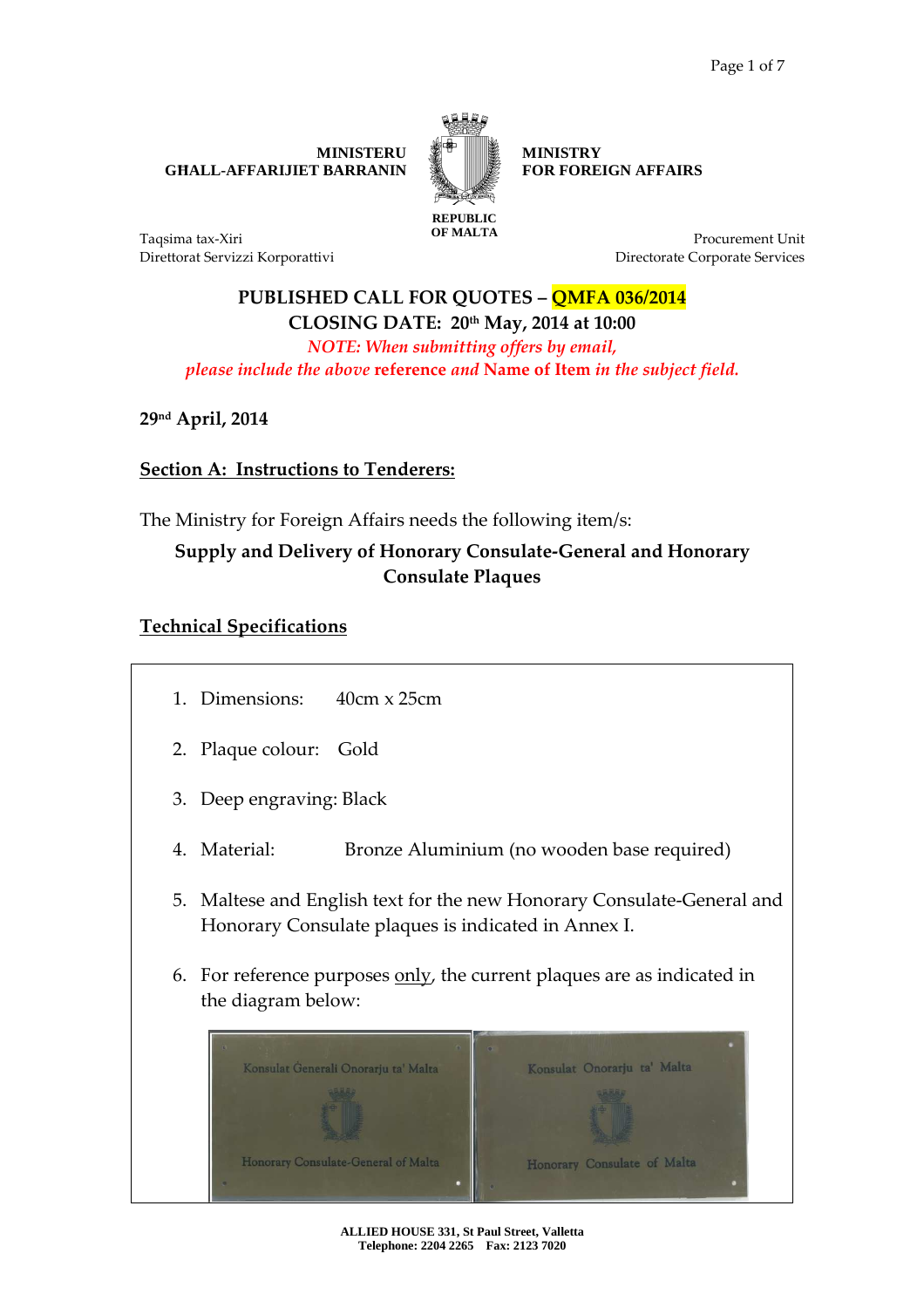**MINISTERU GĦALL-AFFARIJIET BARRANIN**

**MINISTRY FOR FOREIGN AFFAIRS**

**REPUBLIC OF MALTA**

Taqsima tax-Xiri
Direttorat Servizzi Korporattivi

Procurement Unit
Directorate Corporate Services

## PUBLISHED CALL FOR QUOTES – QMFA 036/2014

**CLOSING DATE: 20th May, 2014 at 10:00**

*NOTE: When submitting offers by email, please include the above* **reference** *and* **Name of Item** *in the subject field.*

**29nd April, 2014**

## Section A: Instructions to Tenderers:

The Ministry for Foreign Affairs needs the following item/s:

**Supply and Delivery of Honorary Consulate-General and Honorary Consulate Plaques**

## Technical Specifications

1. Dimensions: 40cm x 25cm
2. Plaque colour: Gold
3. Deep engraving: Black
4. Material: Bronze Aluminium (no wooden base required)
5. Maltese and English text for the new Honorary Consulate-General and Honorary Consulate plaques is indicated in Annex I.
6. For reference purposes only, the current plaques are as indicated in the diagram below:

Konsulat Ġenerali Onorarju ta' Malta

Honorary Consulate-General of Malta

Konsulat Onorarju ta' Malta

Honorary Consulate of Malta

**ALLIED HOUSE 331, St Paul Street, Valletta**
**Telephone: 2204 2265 Fax: 2123 7020**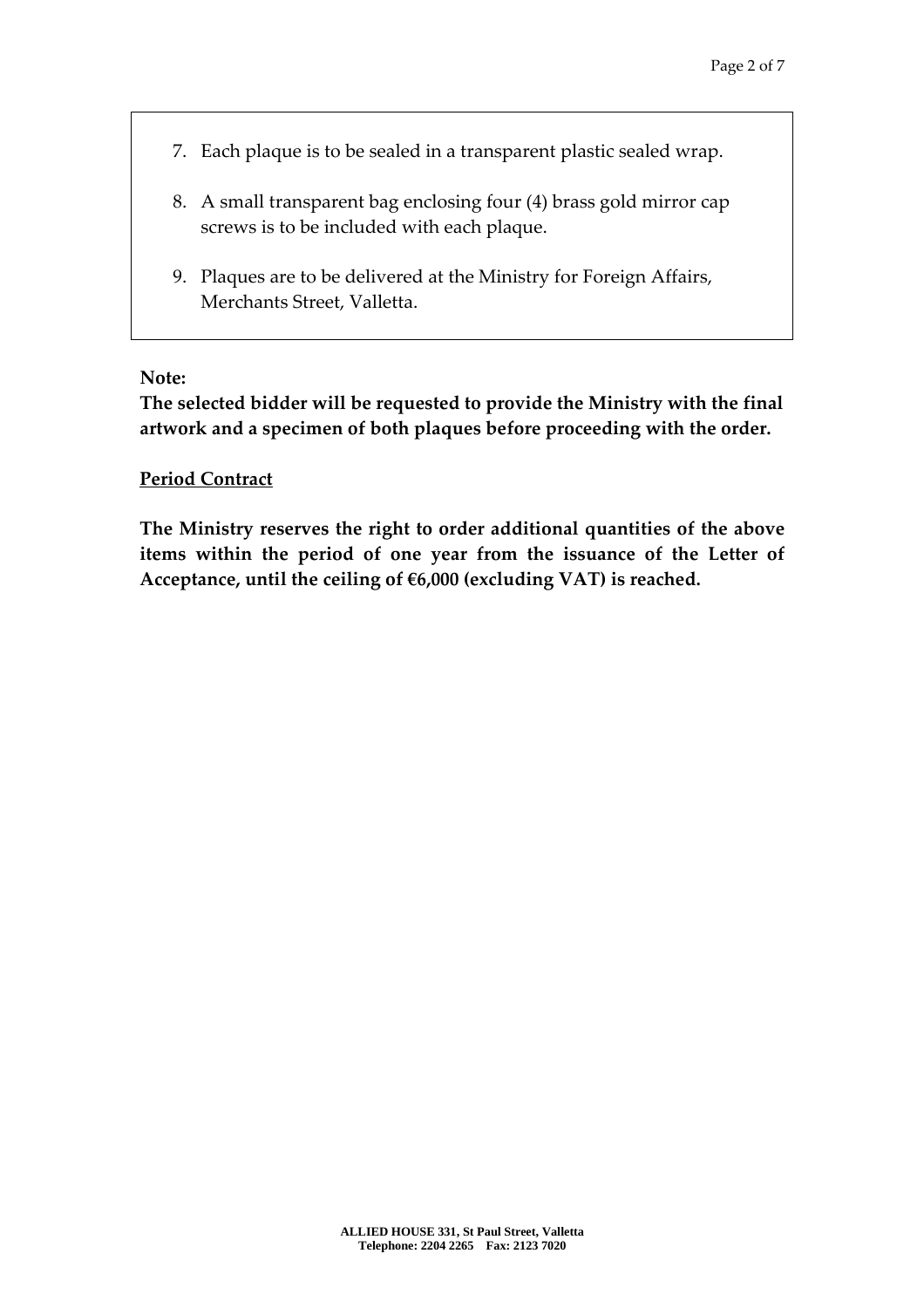7. Each plaque is to be sealed in a transparent plastic sealed wrap.

8. A small transparent bag enclosing four (4) brass gold mirror cap screws is to be included with each plaque.

9. Plaques are to be delivered at the Ministry for Foreign Affairs, Merchants Street, Valletta.

**Note:**
**The selected bidder will be requested to provide the Ministry with the final artwork and a specimen of both plaques before proceeding with the order.**

**Period Contract**

**The Ministry reserves the right to order additional quantities of the above items within the period of one year from the issuance of the Letter of Acceptance, until the ceiling of €6,000 (excluding VAT) is reached.**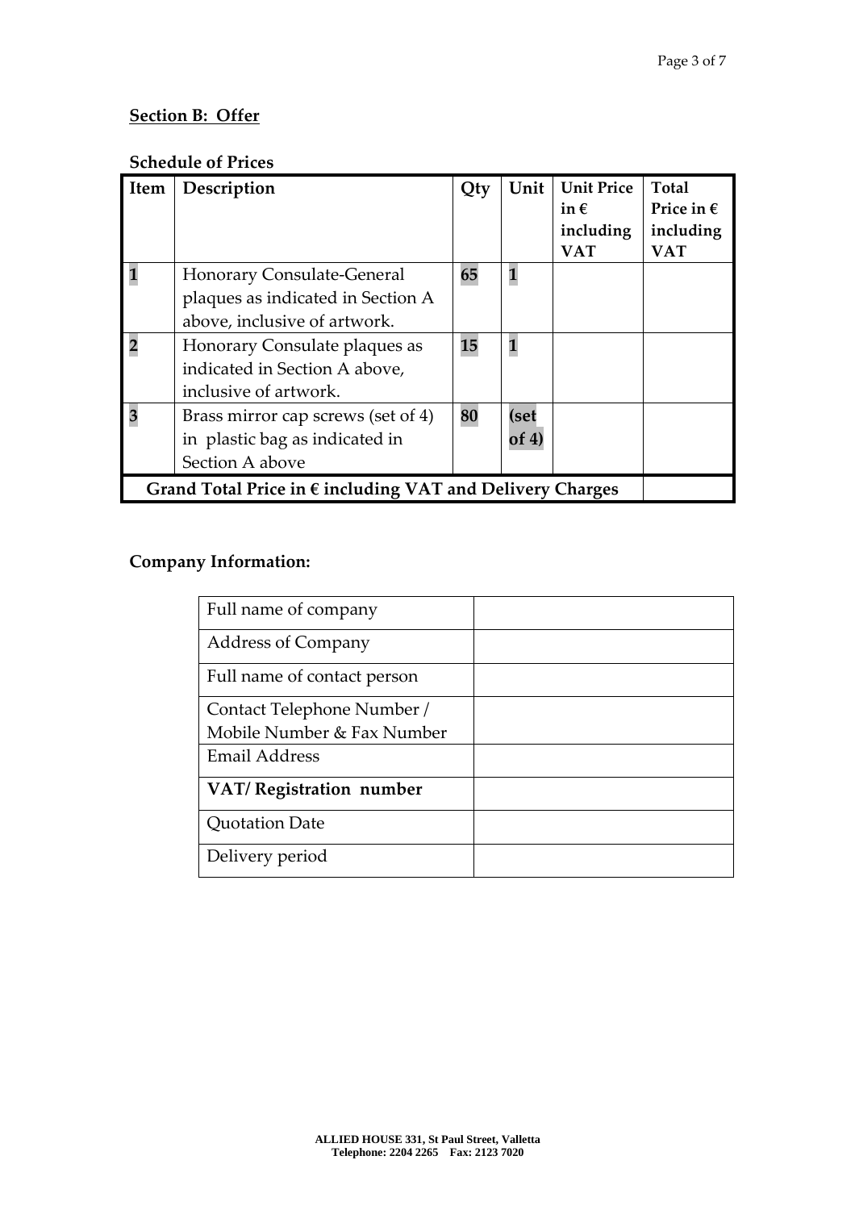## Section B: Offer

**Schedule of Prices**

| Item | Description | Qty | Unit | Unit Price in € including VAT | Total Price in € including VAT |
|---|---|---|---|---|---|
| 1 | Honorary Consulate-General plaques as indicated in Section A above, inclusive of artwork. | 65 | 1 | | |
| 2 | Honorary Consulate plaques as indicated in Section A above, inclusive of artwork. | 15 | 1 | | |
| 3 | Brass mirror cap screws (set of 4) in plastic bag as indicated in Section A above | 80 | (set of 4) | | |
| **Grand Total Price in € including VAT and Delivery Charges** | | | | | |

**Company Information:**

| | |
|---|---|
| Full name of company | |
| Address of Company | |
| Full name of contact person | |
| Contact Telephone Number / Mobile Number & Fax Number | |
| Email Address | |
| **VAT/ Registration number** | |
| Quotation Date | |
| Delivery period | |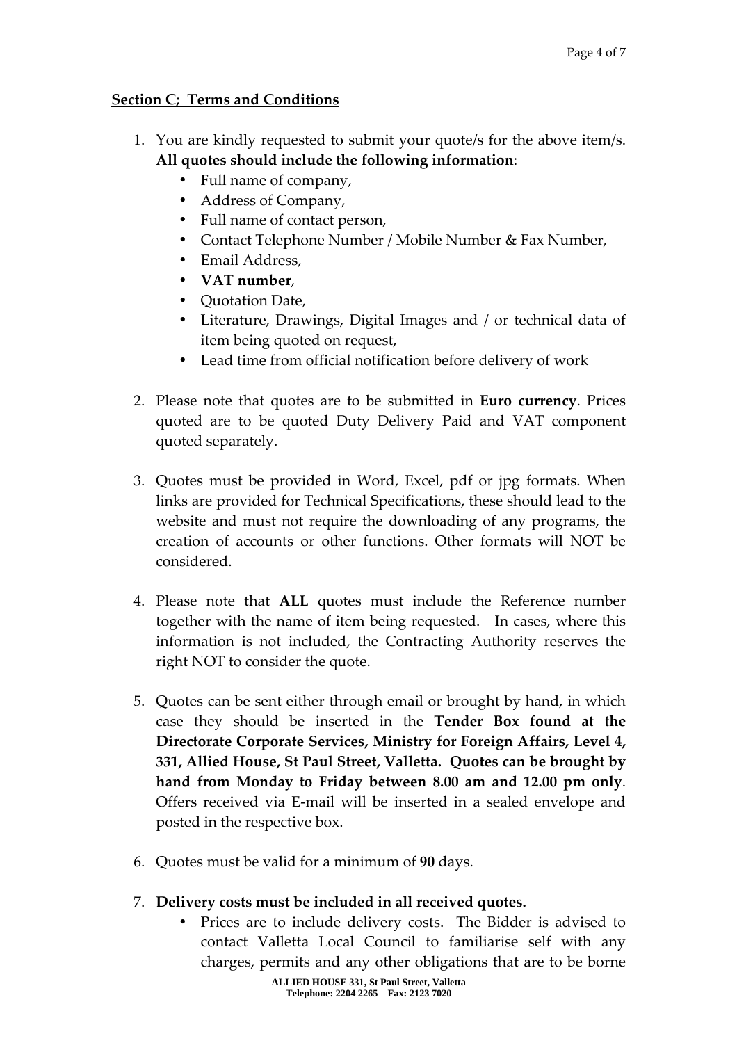**Section C; Terms and Conditions**

1. You are kindly requested to submit your quote/s for the above item/s. **All quotes should include the following information**:
   - Full name of company,
   - Address of Company,
   - Full name of contact person,
   - Contact Telephone Number / Mobile Number & Fax Number,
   - Email Address,
   - **VAT number**,
   - Quotation Date,
   - Literature, Drawings, Digital Images and / or technical data of item being quoted on request,
   - Lead time from official notification before delivery of work

2. Please note that quotes are to be submitted in **Euro currency**. Prices quoted are to be quoted Duty Delivery Paid and VAT component quoted separately.

3. Quotes must be provided in Word, Excel, pdf or jpg formats. When links are provided for Technical Specifications, these should lead to the website and must not require the downloading of any programs, the creation of accounts or other functions. Other formats will NOT be considered.

4. Please note that **ALL** quotes must include the Reference number together with the name of item being requested. In cases, where this information is not included, the Contracting Authority reserves the right NOT to consider the quote.

5. Quotes can be sent either through email or brought by hand, in which case they should be inserted in the **Tender Box found at the Directorate Corporate Services, Ministry for Foreign Affairs, Level 4, 331, Allied House, St Paul Street, Valletta. Quotes can be brought by hand from Monday to Friday between 8.00 am and 12.00 pm only**. Offers received via E-mail will be inserted in a sealed envelope and posted in the respective box.

6. Quotes must be valid for a minimum of **90** days.

7. **Delivery costs must be included in all received quotes.**
   - Prices are to include delivery costs. The Bidder is advised to contact Valletta Local Council to familiarise self with any charges, permits and any other obligations that are to be borne

**ALLIED HOUSE 331, St Paul Street, Valletta**
**Telephone: 2204 2265 Fax: 2123 7020**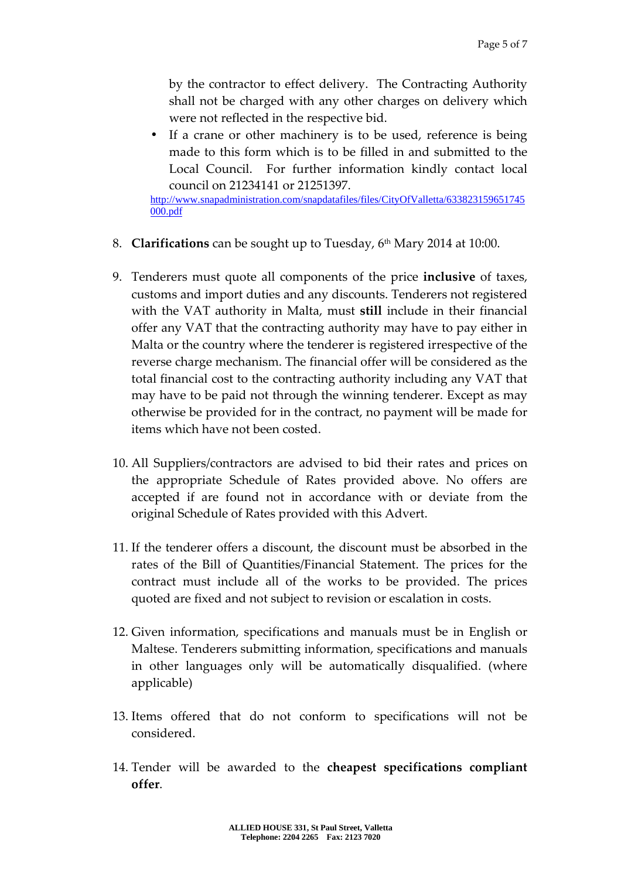by the contractor to effect delivery. The Contracting Authority shall not be charged with any other charges on delivery which were not reflected in the respective bid.

- If a crane or other machinery is to be used, reference is being made to this form which is to be filled in and submitted to the Local Council. For further information kindly contact local council on 21234141 or 21251397.

http://www.snapadministration.com/snapdatafiles/files/CityOfValletta/633823159651745000.pdf

8. **Clarifications** can be sought up to Tuesday, 6th Mary 2014 at 10:00.

9. Tenderers must quote all components of the price **inclusive** of taxes, customs and import duties and any discounts. Tenderers not registered with the VAT authority in Malta, must **still** include in their financial offer any VAT that the contracting authority may have to pay either in Malta or the country where the tenderer is registered irrespective of the reverse charge mechanism. The financial offer will be considered as the total financial cost to the contracting authority including any VAT that may have to be paid not through the winning tenderer. Except as may otherwise be provided for in the contract, no payment will be made for items which have not been costed.

10. All Suppliers/contractors are advised to bid their rates and prices on the appropriate Schedule of Rates provided above. No offers are accepted if are found not in accordance with or deviate from the original Schedule of Rates provided with this Advert.

11. If the tenderer offers a discount, the discount must be absorbed in the rates of the Bill of Quantities/Financial Statement. The prices for the contract must include all of the works to be provided. The prices quoted are fixed and not subject to revision or escalation in costs.

12. Given information, specifications and manuals must be in English or Maltese. Tenderers submitting information, specifications and manuals in other languages only will be automatically disqualified. (where applicable)

13. Items offered that do not conform to specifications will not be considered.

14. Tender will be awarded to the **cheapest specifications compliant offer**.

**ALLIED HOUSE 331, St Paul Street, Valletta**
**Telephone: 2204 2265 Fax: 2123 7020**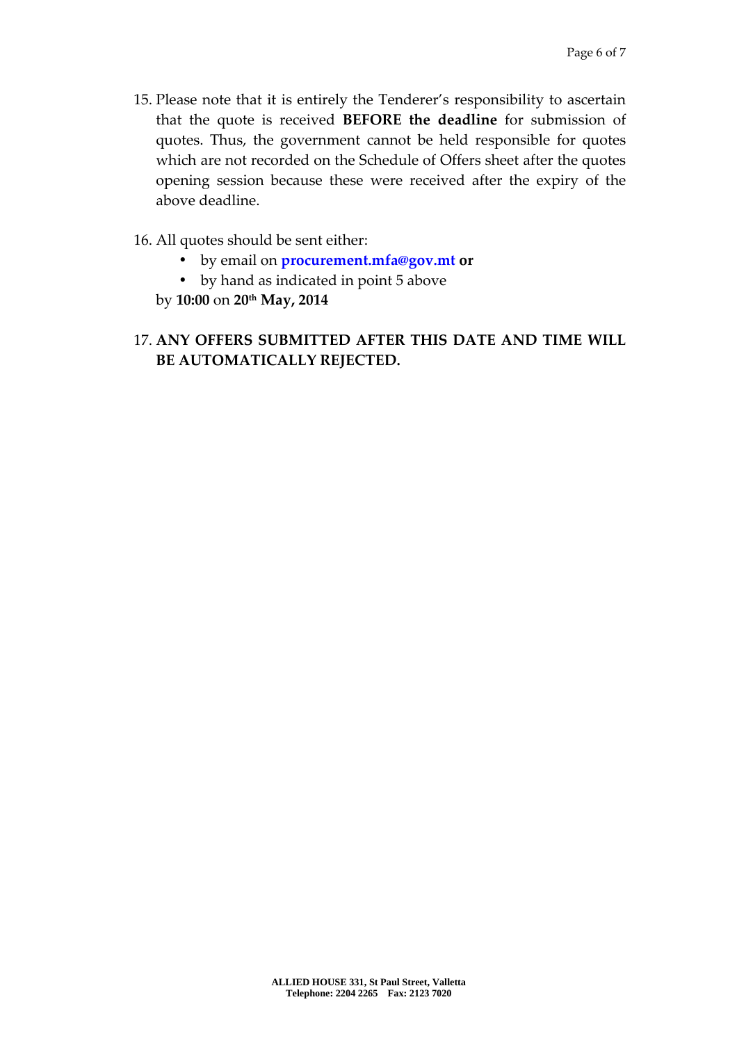15. Please note that it is entirely the Tenderer's responsibility to ascertain that the quote is received **BEFORE the deadline** for submission of quotes. Thus, the government cannot be held responsible for quotes which are not recorded on the Schedule of Offers sheet after the quotes opening session because these were received after the expiry of the above deadline.

16. All quotes should be sent either:
    - by email on **procurement.mfa@gov.mt** **or**
    - by hand as indicated in point 5 above

    by **10:00** on **20th May, 2014**

17. **ANY OFFERS SUBMITTED AFTER THIS DATE AND TIME WILL BE AUTOMATICALLY REJECTED.**

**ALLIED HOUSE 331, St Paul Street, Valletta**
**Telephone: 2204 2265 Fax: 2123 7020**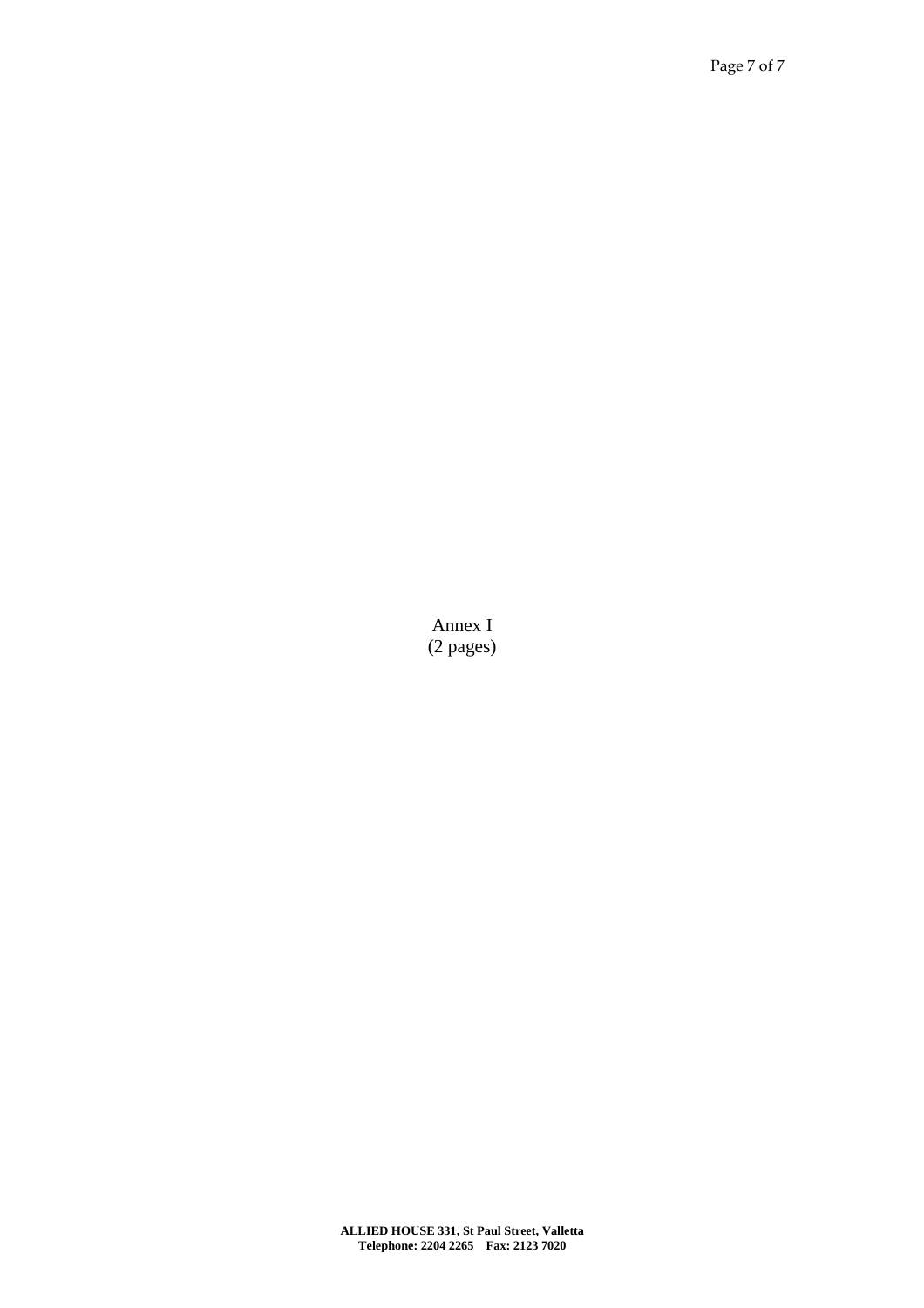Annex I
(2 pages)